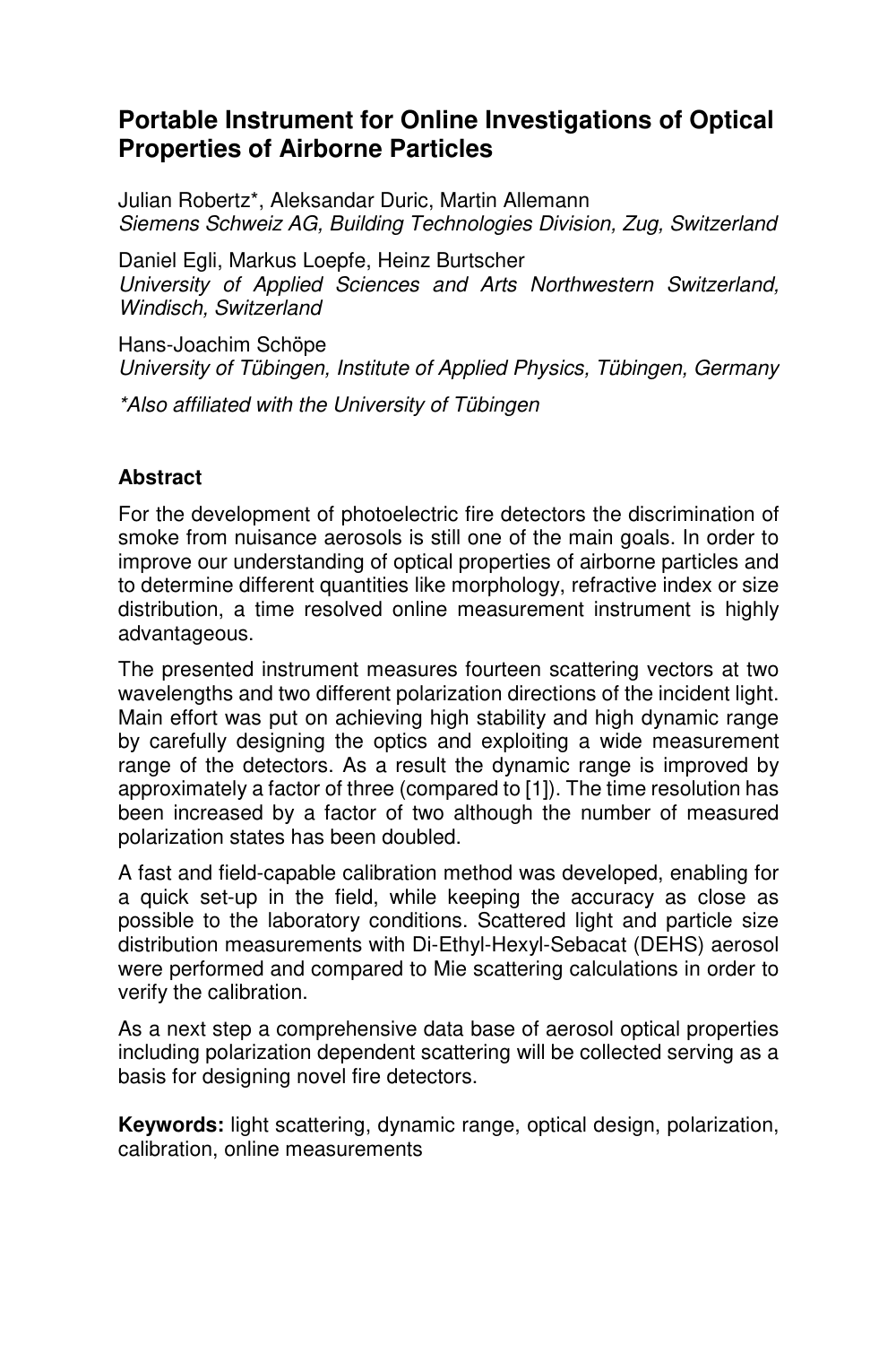# Portable Instrument for Online Investigations of Optical Properties of Airborne Particles

Julian Robertz*, Aleksandar Duric, Martin Allemann
*Siemens Schweiz AG, Building Technologies Division, Zug, Switzerland*

Daniel Egli, Markus Loepfe, Heinz Burtscher
*University of Applied Sciences and Arts Northwestern Switzerland, Windisch, Switzerland*

Hans-Joachim Schöpe
*University of Tübingen, Institute of Applied Physics, Tübingen, Germany*

*\*Also affiliated with the University of Tübingen*

## Abstract

For the development of photoelectric fire detectors the discrimination of smoke from nuisance aerosols is still one of the main goals. In order to improve our understanding of optical properties of airborne particles and to determine different quantities like morphology, refractive index or size distribution, a time resolved online measurement instrument is highly advantageous.

The presented instrument measures fourteen scattering vectors at two wavelengths and two different polarization directions of the incident light. Main effort was put on achieving high stability and high dynamic range by carefully designing the optics and exploiting a wide measurement range of the detectors. As a result the dynamic range is improved by approximately a factor of three (compared to [1]). The time resolution has been increased by a factor of two although the number of measured polarization states has been doubled.

A fast and field-capable calibration method was developed, enabling for a quick set-up in the field, while keeping the accuracy as close as possible to the laboratory conditions. Scattered light and particle size distribution measurements with Di-Ethyl-Hexyl-Sebacat (DEHS) aerosol were performed and compared to Mie scattering calculations in order to verify the calibration.

As a next step a comprehensive data base of aerosol optical properties including polarization dependent scattering will be collected serving as a basis for designing novel fire detectors.

**Keywords:** light scattering, dynamic range, optical design, polarization, calibration, online measurements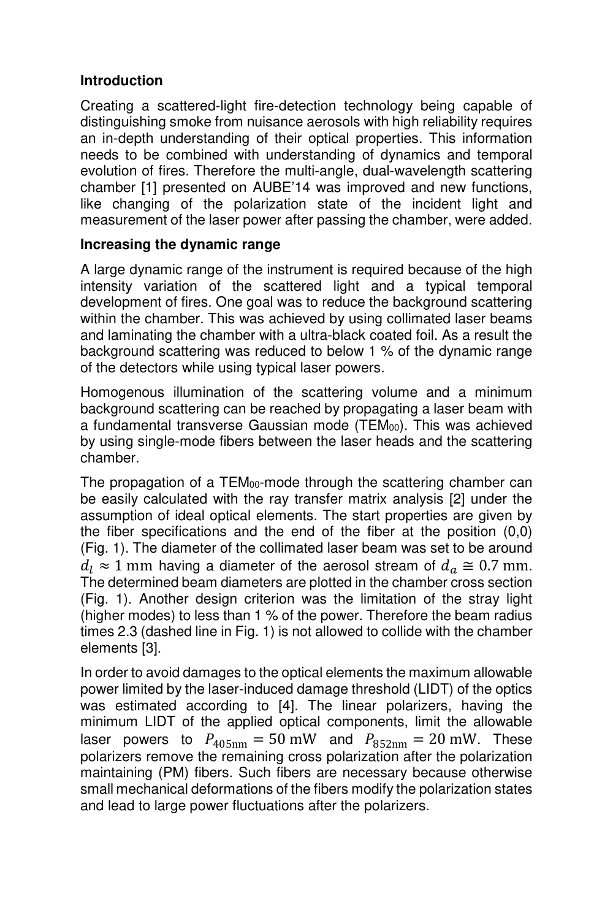## Introduction

Creating a scattered-light fire-detection technology being capable of distinguishing smoke from nuisance aerosols with high reliability requires an in-depth understanding of their optical properties. This information needs to be combined with understanding of dynamics and temporal evolution of fires. Therefore the multi-angle, dual-wavelength scattering chamber [1] presented on AUBE'14 was improved and new functions, like changing of the polarization state of the incident light and measurement of the laser power after passing the chamber, were added.

## Increasing the dynamic range

A large dynamic range of the instrument is required because of the high intensity variation of the scattered light and a typical temporal development of fires. One goal was to reduce the background scattering within the chamber. This was achieved by using collimated laser beams and laminating the chamber with a ultra-black coated foil. As a result the background scattering was reduced to below 1 % of the dynamic range of the detectors while using typical laser powers.

Homogenous illumination of the scattering volume and a minimum background scattering can be reached by propagating a laser beam with a fundamental transverse Gaussian mode ($TEM_{00}$). This was achieved by using single-mode fibers between the laser heads and the scattering chamber.

The propagation of a $TEM_{00}$-mode through the scattering chamber can be easily calculated with the ray transfer matrix analysis [2] under the assumption of ideal optical elements. The start properties are given by the fiber specifications and the end of the fiber at the position (0,0) (Fig. 1). The diameter of the collimated laser beam was set to be around $d_l \approx 1\ \text{mm}$ having a diameter of the aerosol stream of $d_a \cong 0.7\ \text{mm}$. The determined beam diameters are plotted in the chamber cross section (Fig. 1). Another design criterion was the limitation of the stray light (higher modes) to less than 1 % of the power. Therefore the beam radius times 2.3 (dashed line in Fig. 1) is not allowed to collide with the chamber elements [3].

In order to avoid damages to the optical elements the maximum allowable power limited by the laser-induced damage threshold (LIDT) of the optics was estimated according to [4]. The linear polarizers, having the minimum LIDT of the applied optical components, limit the allowable laser powers to $P_{405\text{nm}} = 50\ \text{mW}$ and $P_{852\text{nm}} = 20\ \text{mW}$. These polarizers remove the remaining cross polarization after the polarization maintaining (PM) fibers. Such fibers are necessary because otherwise small mechanical deformations of the fibers modify the polarization states and lead to large power fluctuations after the polarizers.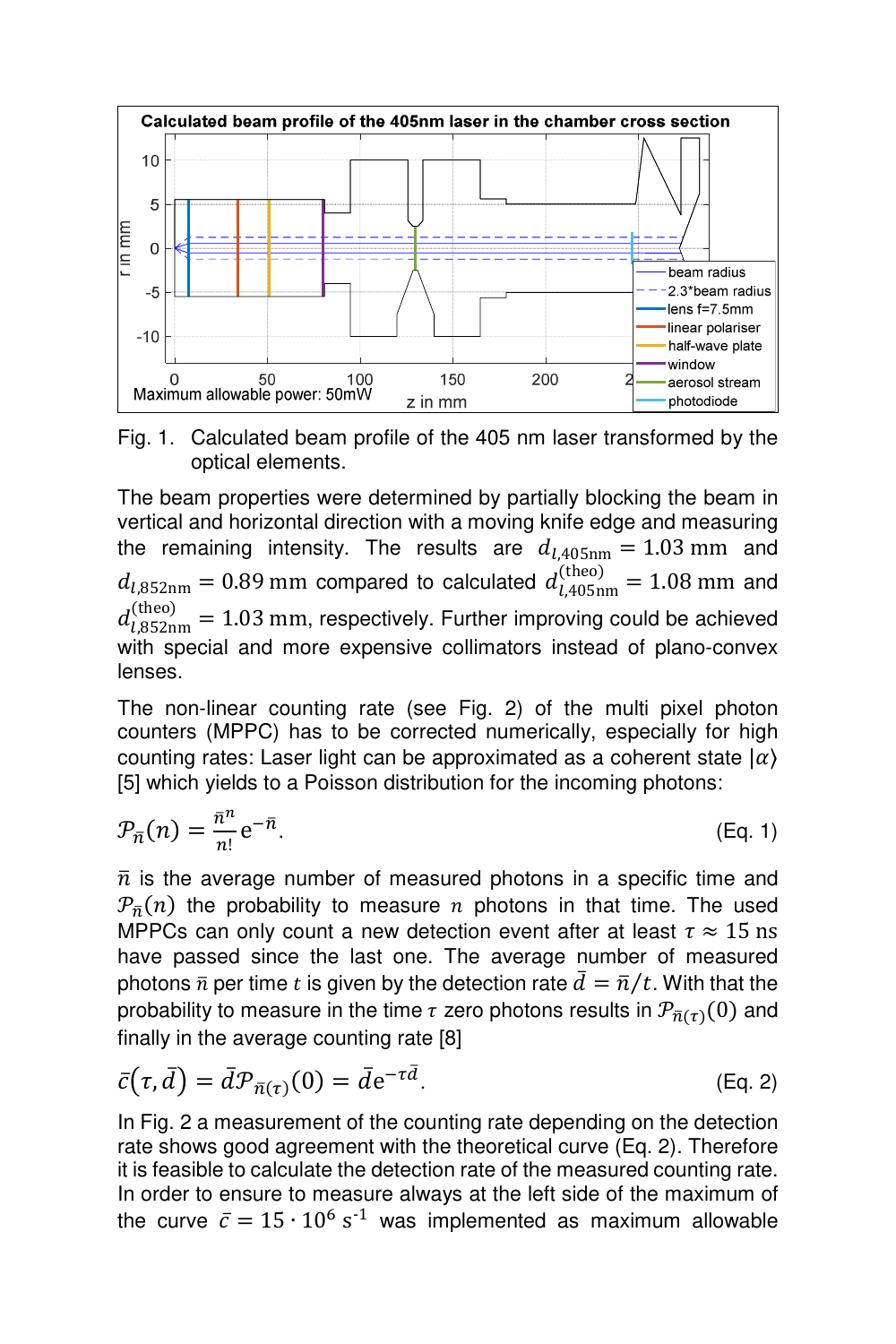Fig. 1. Calculated beam profile of the 405 nm laser transformed by the optical elements.

The beam properties were determined by partially blocking the beam in vertical and horizontal direction with a moving knife edge and measuring the remaining intensity. The results are $d_{l,405\text{nm}} = 1.03\ \text{mm}$ and $d_{l,852\text{nm}} = 0.89\ \text{mm}$ compared to calculated $d_{l,405\text{nm}}^{(\text{theo})} = 1.08\ \text{mm}$ and $d_{l,852\text{nm}}^{(\text{theo})} = 1.03\ \text{mm}$, respectively. Further improving could be achieved with special and more expensive collimators instead of plano-convex lenses.

The non-linear counting rate (see Fig. 2) of the multi pixel photon counters (MPPC) has to be corrected numerically, especially for high counting rates: Laser light can be approximated as a coherent state $|\alpha\rangle$ [5] which yields to a Poisson distribution for the incoming photons:

$$\mathcal{P}_{\bar{n}}(n) = \frac{\bar{n}^n}{n!}\mathrm{e}^{-\bar{n}}. \qquad \text{(Eq. 1)}$$

$\bar{n}$ is the average number of measured photons in a specific time and $\mathcal{P}_{\bar{n}}(n)$ the probability to measure $n$ photons in that time. The used MPPCs can only count a new detection event after at least $\tau \approx 15\ \text{ns}$ have passed since the last one. The average number of measured photons $\bar{n}$ per time $t$ is given by the detection rate $\bar{d} = \bar{n}/t$. With that the probability to measure in the time $\tau$ zero photons results in $\mathcal{P}_{\bar{n}(\tau)}(0)$ and finally in the average counting rate [8]

$$\bar{c}(\tau, \bar{d}) = \bar{d}\mathcal{P}_{\bar{n}(\tau)}(0) = \bar{d}\mathrm{e}^{-\tau\bar{d}}. \qquad \text{(Eq. 2)}$$

In Fig. 2 a measurement of the counting rate depending on the detection rate shows good agreement with the theoretical curve (Eq. 2). Therefore it is feasible to calculate the detection rate of the measured counting rate. In order to ensure to measure always at the left side of the maximum of the curve $\bar{c} = 15 \cdot 10^6\ \text{s}^{-1}$ was implemented as maximum allowable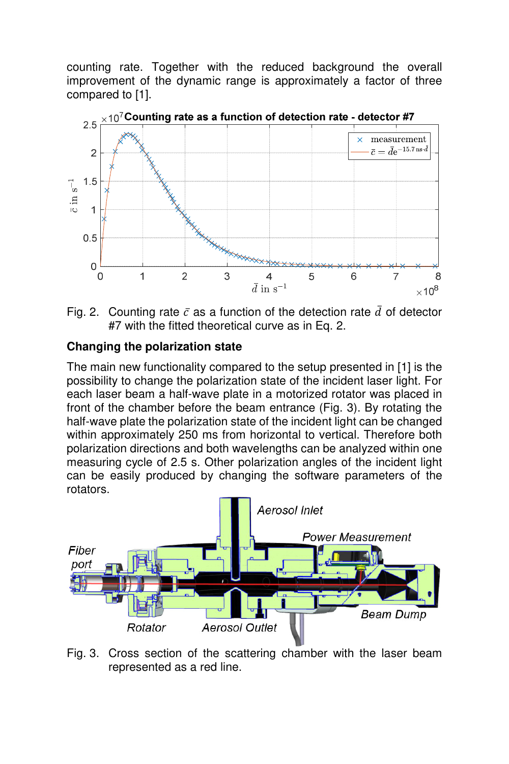counting rate. Together with the reduced background the overall improvement of the dynamic range is approximately a factor of three compared to [1].

Fig. 2. Counting rate $\bar{c}$ as a function of the detection rate $\bar{d}$ of detector #7 with the fitted theoretical curve as in Eq. 2.

**Changing the polarization state**

The main new functionality compared to the setup presented in [1] is the possibility to change the polarization state of the incident laser light. For each laser beam a half-wave plate in a motorized rotator was placed in front of the chamber before the beam entrance (Fig. 3). By rotating the half-wave plate the polarization state of the incident light can be changed within approximately 250 ms from horizontal to vertical. Therefore both polarization directions and both wavelengths can be analyzed within one measuring cycle of 2.5 s. Other polarization angles of the incident light can be easily produced by changing the software parameters of the rotators.

Fig. 3. Cross section of the scattering chamber with the laser beam represented as a red line.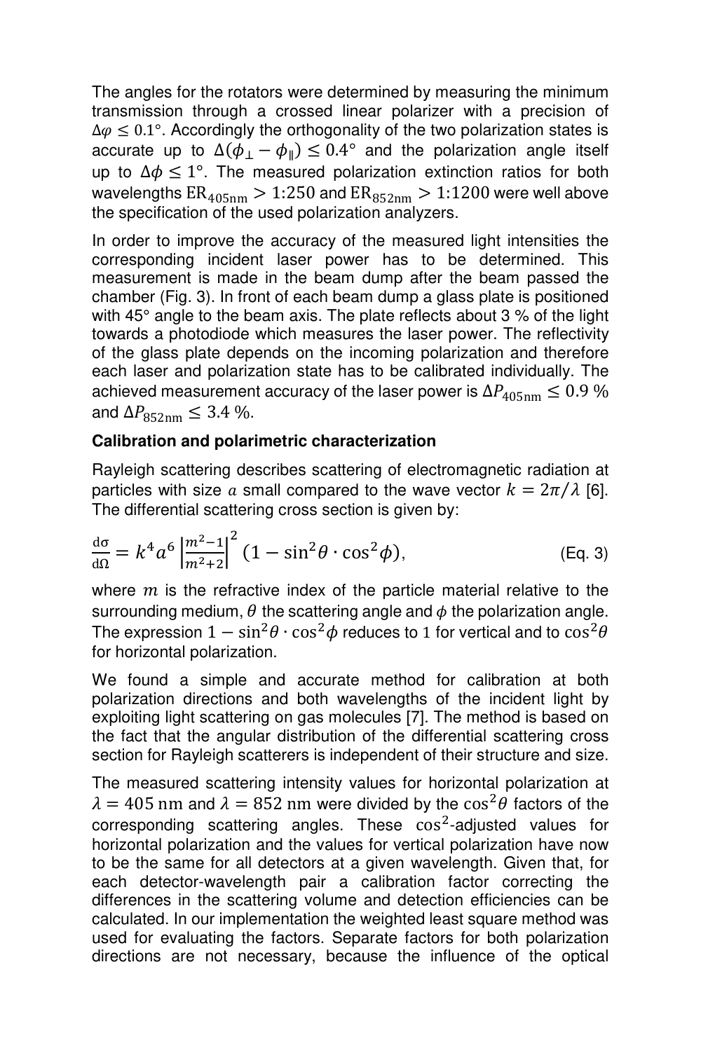The angles for the rotators were determined by measuring the minimum transmission through a crossed linear polarizer with a precision of $\Delta\varphi \leq 0.1°$. Accordingly the orthogonality of the two polarization states is accurate up to $\Delta(\phi_{\perp} - \phi_{\parallel}) \leq 0.4°$ and the polarization angle itself up to $\Delta\phi \leq 1°$. The measured polarization extinction ratios for both wavelengths $\mathrm{ER}_{405\mathrm{nm}} > 1{:}250$ and $\mathrm{ER}_{852\mathrm{nm}} > 1{:}1200$ were well above the specification of the used polarization analyzers.

In order to improve the accuracy of the measured light intensities the corresponding incident laser power has to be determined. This measurement is made in the beam dump after the beam passed the chamber (Fig. 3). In front of each beam dump a glass plate is positioned with 45° angle to the beam axis. The plate reflects about 3 % of the light towards a photodiode which measures the laser power. The reflectivity of the glass plate depends on the incoming polarization and therefore each laser and polarization state has to be calibrated individually. The achieved measurement accuracy of the laser power is $\Delta P_{405\mathrm{nm}} \leq 0.9$ % and $\Delta P_{852\mathrm{nm}} \leq 3.4$ %.

**Calibration and polarimetric characterization**

Rayleigh scattering describes scattering of electromagnetic radiation at particles with size $a$ small compared to the wave vector $k = 2\pi/\lambda$ [6]. The differential scattering cross section is given by:

$$\frac{\mathrm{d}\sigma}{\mathrm{d}\Omega} = k^4 a^6 \left|\frac{m^2-1}{m^2+2}\right|^2 (1 - \sin^2\theta \cdot \cos^2\phi), \qquad \text{(Eq. 3)}$$

where $m$ is the refractive index of the particle material relative to the surrounding medium, $\theta$ the scattering angle and $\phi$ the polarization angle. The expression $1 - \sin^2\theta \cdot \cos^2\phi$ reduces to 1 for vertical and to $\cos^2\theta$ for horizontal polarization.

We found a simple and accurate method for calibration at both polarization directions and both wavelengths of the incident light by exploiting light scattering on gas molecules [7]. The method is based on the fact that the angular distribution of the differential scattering cross section for Rayleigh scatterers is independent of their structure and size.

The measured scattering intensity values for horizontal polarization at $\lambda = 405$ nm and $\lambda = 852$ nm were divided by the $\cos^2\theta$ factors of the corresponding scattering angles. These $\cos^2$-adjusted values for horizontal polarization and the values for vertical polarization have now to be the same for all detectors at a given wavelength. Given that, for each detector-wavelength pair a calibration factor correcting the differences in the scattering volume and detection efficiencies can be calculated. In our implementation the weighted least square method was used for evaluating the factors. Separate factors for both polarization directions are not necessary, because the influence of the optical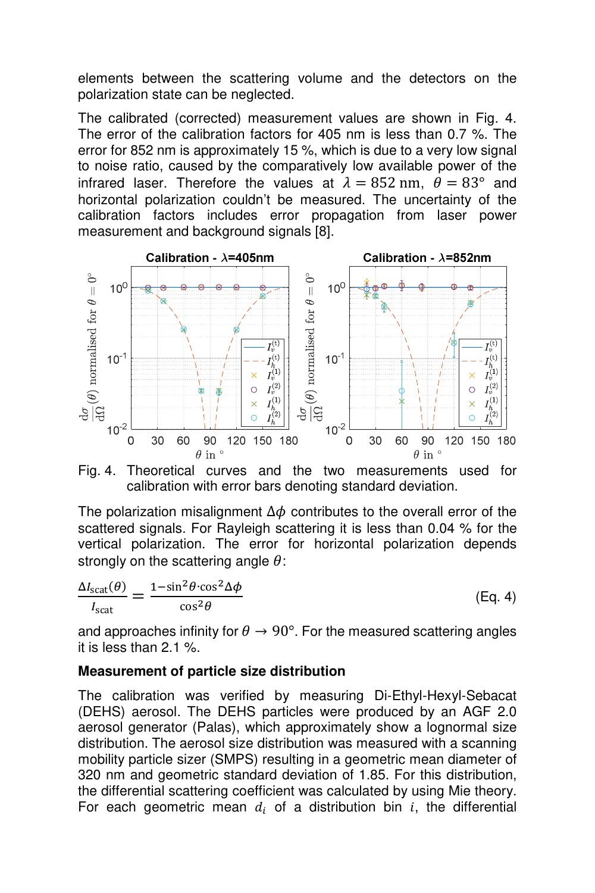elements between the scattering volume and the detectors on the polarization state can be neglected.

The calibrated (corrected) measurement values are shown in Fig. 4. The error of the calibration factors for 405 nm is less than 0.7 %. The error for 852 nm is approximately 15 %, which is due to a very low signal to noise ratio, caused by the comparatively low available power of the infrared laser. Therefore the values at $\lambda = 852\ \mathrm{nm}$, $\theta = 83°$ and horizontal polarization couldn't be measured. The uncertainty of the calibration factors includes error propagation from laser power measurement and background signals [8].

Fig. 4. Theoretical curves and the two measurements used for calibration with error bars denoting standard deviation.

The polarization misalignment $\Delta\phi$ contributes to the overall error of the scattered signals. For Rayleigh scattering it is less than 0.04 % for the vertical polarization. The error for horizontal polarization depends strongly on the scattering angle $\theta$:

$$\frac{\Delta I_{\mathrm{scat}}(\theta)}{I_{\mathrm{scat}}} = \frac{1 - \sin^2\theta \cdot \cos^2\Delta\phi}{\cos^2\theta} \qquad \text{(Eq. 4)}$$

and approaches infinity for $\theta \to 90°$. For the measured scattering angles it is less than 2.1 %.

**Measurement of particle size distribution**

The calibration was verified by measuring Di-Ethyl-Hexyl-Sebacat (DEHS) aerosol. The DEHS particles were produced by an AGF 2.0 aerosol generator (Palas), which approximately show a lognormal size distribution. The aerosol size distribution was measured with a scanning mobility particle sizer (SMPS) resulting in a geometric mean diameter of 320 nm and geometric standard deviation of 1.85. For this distribution, the differential scattering coefficient was calculated by using Mie theory. For each geometric mean $d_i$ of a distribution bin $i$, the differential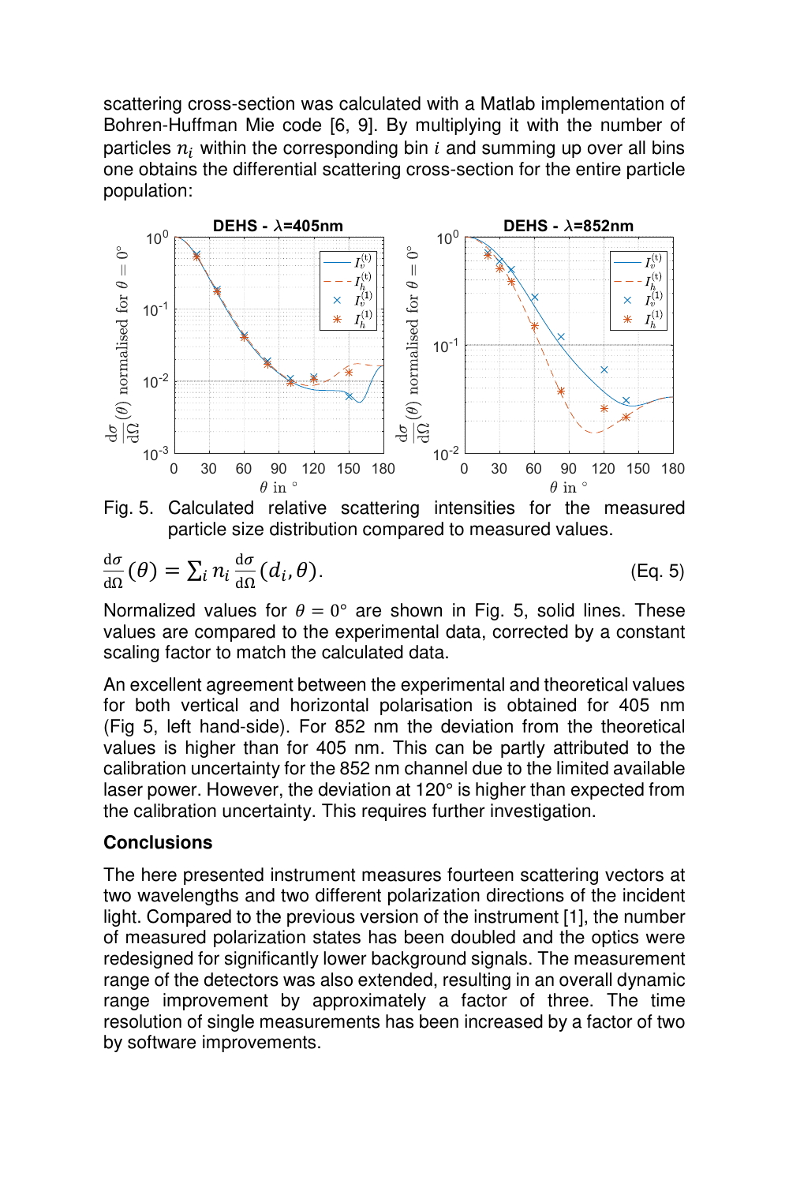scattering cross-section was calculated with a Matlab implementation of Bohren-Huffman Mie code [6, 9]. By multiplying it with the number of particles $n_i$ within the corresponding bin $i$ and summing up over all bins one obtains the differential scattering cross-section for the entire particle population:

Fig. 5. Calculated relative scattering intensities for the measured particle size distribution compared to measured values.

$$\frac{\mathrm{d}\sigma}{\mathrm{d}\Omega}(\theta) = \sum_i n_i \frac{\mathrm{d}\sigma}{\mathrm{d}\Omega}(d_i, \theta). \qquad \text{(Eq. 5)}$$

Normalized values for $\theta = 0°$ are shown in Fig. 5, solid lines. These values are compared to the experimental data, corrected by a constant scaling factor to match the calculated data.

An excellent agreement between the experimental and theoretical values for both vertical and horizontal polarisation is obtained for 405 nm (Fig 5, left hand-side). For 852 nm the deviation from the theoretical values is higher than for 405 nm. This can be partly attributed to the calibration uncertainty for the 852 nm channel due to the limited available laser power. However, the deviation at 120° is higher than expected from the calibration uncertainty. This requires further investigation.

### Conclusions

The here presented instrument measures fourteen scattering vectors at two wavelengths and two different polarization directions of the incident light. Compared to the previous version of the instrument [1], the number of measured polarization states has been doubled and the optics were redesigned for significantly lower background signals. The measurement range of the detectors was also extended, resulting in an overall dynamic range improvement by approximately a factor of three. The time resolution of single measurements has been increased by a factor of two by software improvements.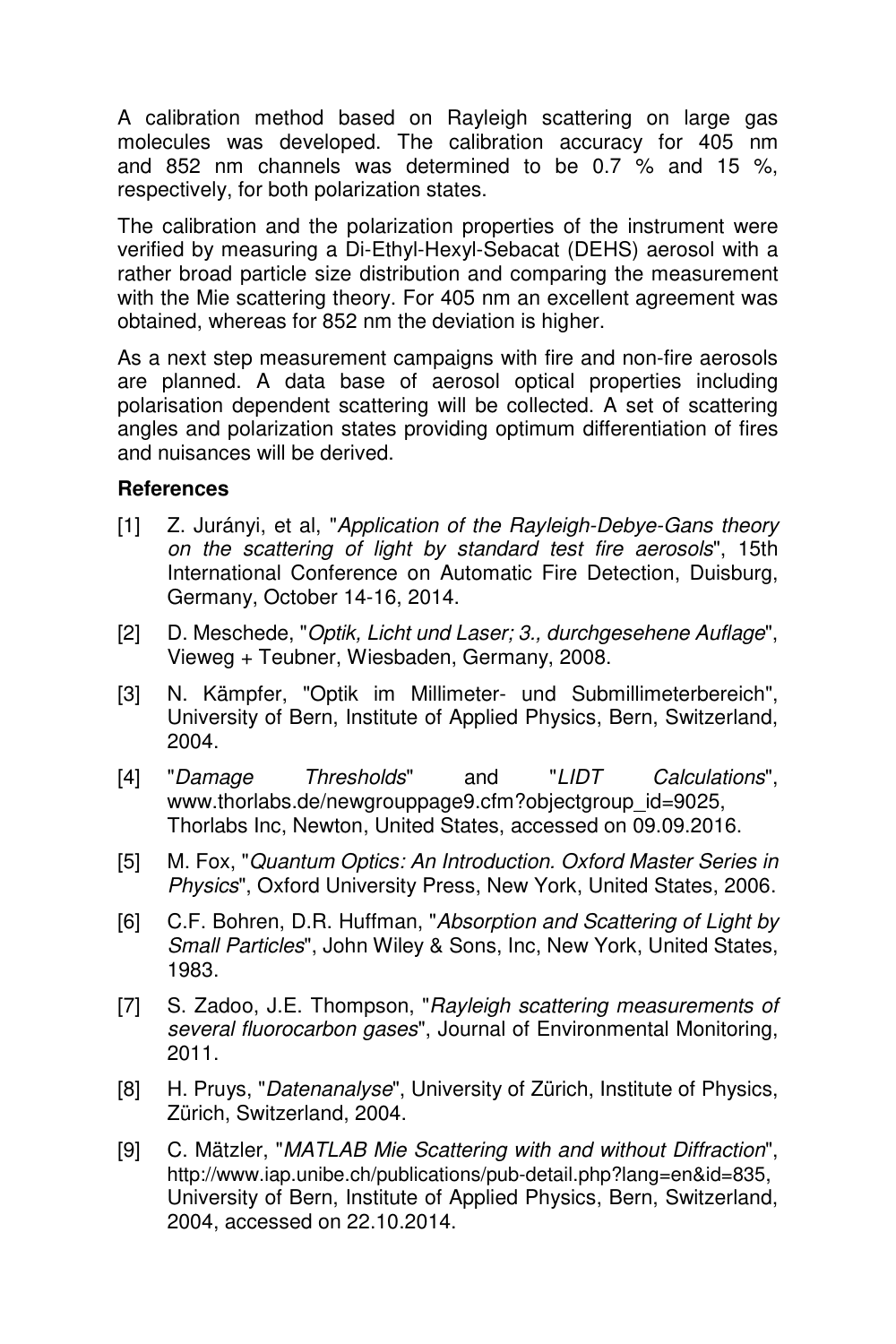A calibration method based on Rayleigh scattering on large gas molecules was developed. The calibration accuracy for 405 nm and 852 nm channels was determined to be 0.7 % and 15 %, respectively, for both polarization states.

The calibration and the polarization properties of the instrument were verified by measuring a Di-Ethyl-Hexyl-Sebacat (DEHS) aerosol with a rather broad particle size distribution and comparing the measurement with the Mie scattering theory. For 405 nm an excellent agreement was obtained, whereas for 852 nm the deviation is higher.

As a next step measurement campaigns with fire and non-fire aerosols are planned. A data base of aerosol optical properties including polarisation dependent scattering will be collected. A set of scattering angles and polarization states providing optimum differentiation of fires and nuisances will be derived.

**References**

[1] Z. Jurányi, et al, "*Application of the Rayleigh-Debye-Gans theory on the scattering of light by standard test fire aerosols*", 15th International Conference on Automatic Fire Detection, Duisburg, Germany, October 14-16, 2014.

[2] D. Meschede, "*Optik, Licht und Laser; 3., durchgesehene Auflage*", Vieweg + Teubner, Wiesbaden, Germany, 2008.

[3] N. Kämpfer, "Optik im Millimeter- und Submillimeterbereich", University of Bern, Institute of Applied Physics, Bern, Switzerland, 2004.

[4] "*Damage Thresholds*" and "*LIDT Calculations*", www.thorlabs.de/newgrouppage9.cfm?objectgroup_id=9025, Thorlabs Inc, Newton, United States, accessed on 09.09.2016.

[5] M. Fox, "*Quantum Optics: An Introduction. Oxford Master Series in Physics*", Oxford University Press, New York, United States, 2006.

[6] C.F. Bohren, D.R. Huffman, "*Absorption and Scattering of Light by Small Particles*", John Wiley & Sons, Inc, New York, United States, 1983.

[7] S. Zadoo, J.E. Thompson, "*Rayleigh scattering measurements of several fluorocarbon gases*", Journal of Environmental Monitoring, 2011.

[8] H. Pruys, "*Datenanalyse*", University of Zürich, Institute of Physics, Zürich, Switzerland, 2004.

[9] C. Mätzler, "*MATLAB Mie Scattering with and without Diffraction*", http://www.iap.unibe.ch/publications/pub-detail.php?lang=en&id=835, University of Bern, Institute of Applied Physics, Bern, Switzerland, 2004, accessed on 22.10.2014.